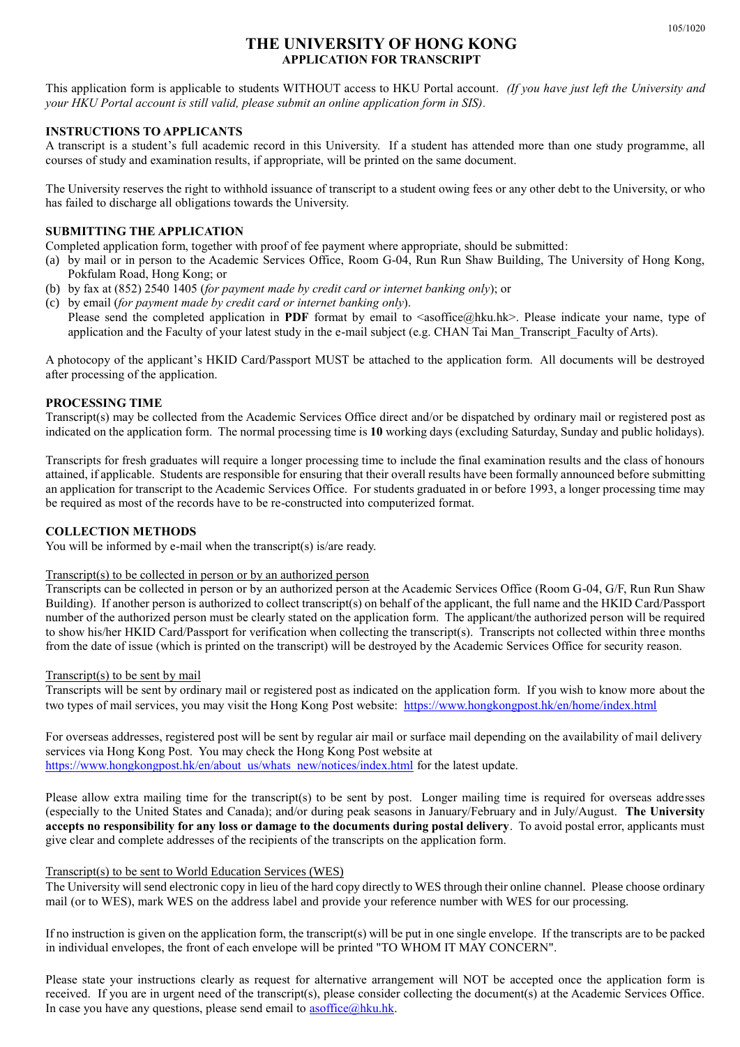# THE UNIVERSITY OF HONG KONG
## APPLICATION FOR TRANSCRIPT

This application form is applicable to students WITHOUT access to HKU Portal account. *(If you have just left the University and your HKU Portal account is still valid, please submit an online application form in SIS).*

### INSTRUCTIONS TO APPLICANTS

A transcript is a student's full academic record in this University. If a student has attended more than one study programme, all courses of study and examination results, if appropriate, will be printed on the same document.

The University reserves the right to withhold issuance of transcript to a student owing fees or any other debt to the University, or who has failed to discharge all obligations towards the University.

### SUBMITTING THE APPLICATION

Completed application form, together with proof of fee payment where appropriate, should be submitted:

(a) by mail or in person to the Academic Services Office, Room G-04, Run Run Shaw Building, The University of Hong Kong, Pokfulam Road, Hong Kong; or
(b) by fax at (852) 2540 1405 (*for payment made by credit card or internet banking only*); or
(c) by email (*for payment made by credit card or internet banking only*).
Please send the completed application in **PDF** format by email to <asoffice@hku.hk>. Please indicate your name, type of application and the Faculty of your latest study in the e-mail subject (e.g. CHAN Tai Man_Transcript_Faculty of Arts).

A photocopy of the applicant's HKID Card/Passport MUST be attached to the application form. All documents will be destroyed after processing of the application.

### PROCESSING TIME

Transcript(s) may be collected from the Academic Services Office direct and/or be dispatched by ordinary mail or registered post as indicated on the application form. The normal processing time is **10** working days (excluding Saturday, Sunday and public holidays).

Transcripts for fresh graduates will require a longer processing time to include the final examination results and the class of honours attained, if applicable. Students are responsible for ensuring that their overall results have been formally announced before submitting an application for transcript to the Academic Services Office. For students graduated in or before 1993, a longer processing time may be required as most of the records have to be re-constructed into computerized format.

### COLLECTION METHODS

You will be informed by e-mail when the transcript(s) is/are ready.

Transcript(s) to be collected in person or by an authorized person

Transcripts can be collected in person or by an authorized person at the Academic Services Office (Room G-04, G/F, Run Run Shaw Building). If another person is authorized to collect transcript(s) on behalf of the applicant, the full name and the HKID Card/Passport number of the authorized person must be clearly stated on the application form. The applicant/the authorized person will be required to show his/her HKID Card/Passport for verification when collecting the transcript(s). Transcripts not collected within three months from the date of issue (which is printed on the transcript) will be destroyed by the Academic Services Office for security reason.

Transcript(s) to be sent by mail

Transcripts will be sent by ordinary mail or registered post as indicated on the application form. If you wish to know more about the two types of mail services, you may visit the Hong Kong Post website: https://www.hongkongpost.hk/en/home/index.html

For overseas addresses, registered post will be sent by regular air mail or surface mail depending on the availability of mail delivery services via Hong Kong Post. You may check the Hong Kong Post website at https://www.hongkongpost.hk/en/about_us/whats_new/notices/index.html for the latest update.

Please allow extra mailing time for the transcript(s) to be sent by post. Longer mailing time is required for overseas addresses (especially to the United States and Canada); and/or during peak seasons in January/February and in July/August. **The University accepts no responsibility for any loss or damage to the documents during postal delivery**. To avoid postal error, applicants must give clear and complete addresses of the recipients of the transcripts on the application form.

Transcript(s) to be sent to World Education Services (WES)

The University will send electronic copy in lieu of the hard copy directly to WES through their online channel. Please choose ordinary mail (or to WES), mark WES on the address label and provide your reference number with WES for our processing.

If no instruction is given on the application form, the transcript(s) will be put in one single envelope. If the transcripts are to be packed in individual envelopes, the front of each envelope will be printed "TO WHOM IT MAY CONCERN".

Please state your instructions clearly as request for alternative arrangement will NOT be accepted once the application form is received. If you are in urgent need of the transcript(s), please consider collecting the document(s) at the Academic Services Office. In case you have any questions, please send email to asoffice@hku.hk.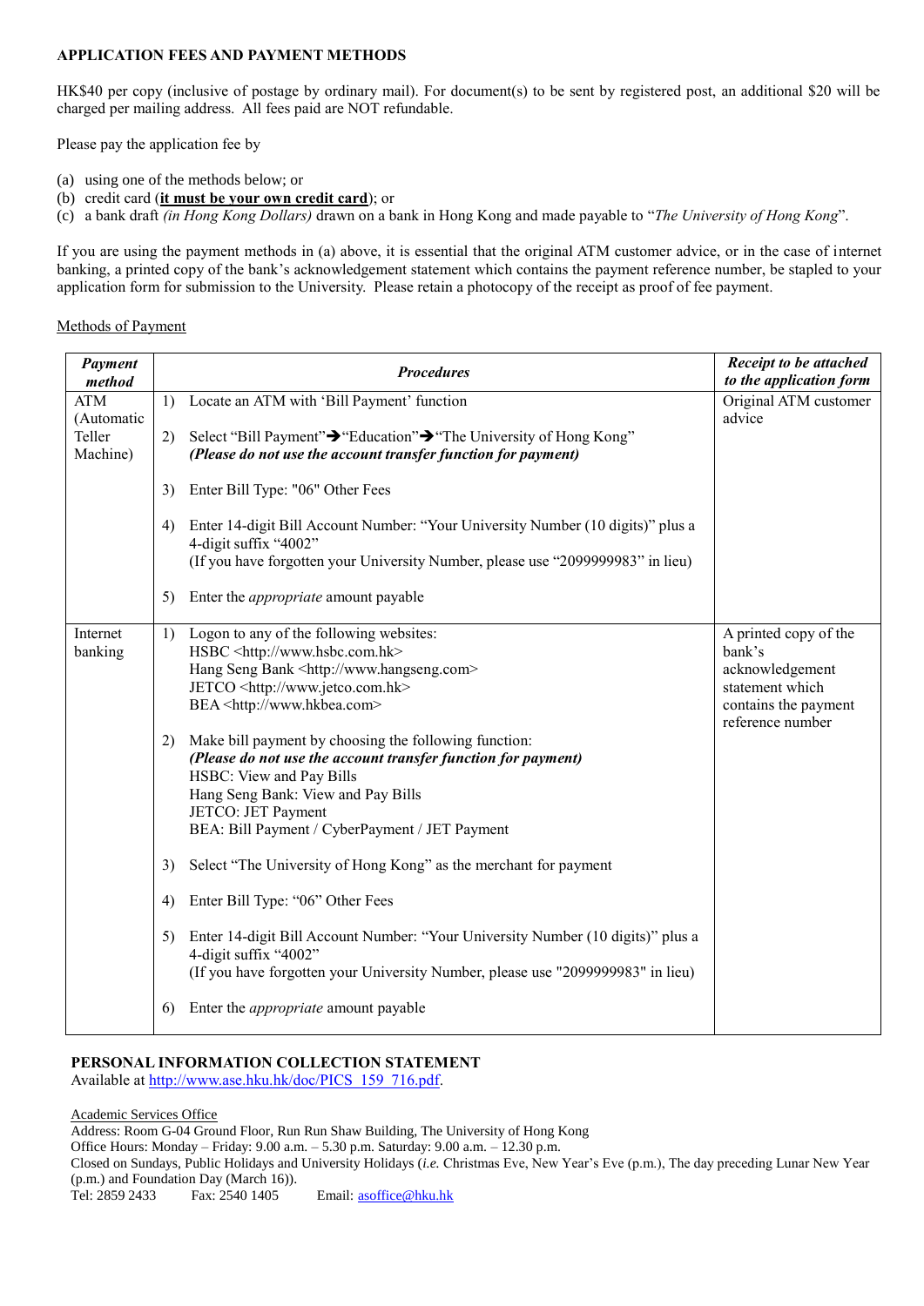**APPLICATION FEES AND PAYMENT METHODS**

HK$40 per copy (inclusive of postage by ordinary mail). For document(s) to be sent by registered post, an additional $20 will be charged per mailing address. All fees paid are NOT refundable.

Please pay the application fee by

(a) using one of the methods below; or
(b) credit card (**it must be your own credit card**); or
(c) a bank draft *(in Hong Kong Dollars)* drawn on a bank in Hong Kong and made payable to "*The University of Hong Kong*".

If you are using the payment methods in (a) above, it is essential that the original ATM customer advice, or in the case of internet banking, a printed copy of the bank's acknowledgement statement which contains the payment reference number, be stapled to your application form for submission to the University. Please retain a photocopy of the receipt as proof of fee payment.

Methods of Payment

| ***Payment method*** | ***Procedures*** | ***Receipt to be attached to the application form*** |
|---|---|---|
| ATM (Automatic Teller Machine) | 1) Locate an ATM with 'Bill Payment' function<br>2) Select "Bill Payment"➔"Education"➔"The University of Hong Kong" ***(Please do not use the account transfer function for payment)***<br>3) Enter Bill Type: "06" Other Fees<br>4) Enter 14-digit Bill Account Number: "Your University Number (10 digits)" plus a 4-digit suffix "4002" (If you have forgotten your University Number, please use "2099999983" in lieu)<br>5) Enter the *appropriate* amount payable | Original ATM customer advice |
| Internet banking | 1) Logon to any of the following websites:<br>HSBC <http://www.hsbc.com.hk><br>Hang Seng Bank <http://www.hangseng.com><br>JETCO <http://www.jetco.com.hk><br>BEA <http://www.hkbea.com><br>2) Make bill payment by choosing the following function: ***(Please do not use the account transfer function for payment)***<br>HSBC: View and Pay Bills<br>Hang Seng Bank: View and Pay Bills<br>JETCO: JET Payment<br>BEA: Bill Payment / CyberPayment / JET Payment<br>3) Select "The University of Hong Kong" as the merchant for payment<br>4) Enter Bill Type: "06" Other Fees<br>5) Enter 14-digit Bill Account Number: "Your University Number (10 digits)" plus a 4-digit suffix "4002" (If you have forgotten your University Number, please use "2099999983" in lieu)<br>6) Enter the *appropriate* amount payable | A printed copy of the bank's acknowledgement statement which contains the payment reference number |

**PERSONAL INFORMATION COLLECTION STATEMENT**
Available at http://www.ase.hku.hk/doc/PICS_159_716.pdf.

Academic Services Office
Address: Room G-04 Ground Floor, Run Run Shaw Building, The University of Hong Kong
Office Hours: Monday – Friday: 9.00 a.m. – 5.30 p.m. Saturday: 9.00 a.m. – 12.30 p.m.
Closed on Sundays, Public Holidays and University Holidays (*i.e.* Christmas Eve, New Year's Eve (p.m.), The day preceding Lunar New Year (p.m.) and Foundation Day (March 16)).
Tel: 2859 2433 Fax: 2540 1405 Email: asoffice@hku.hk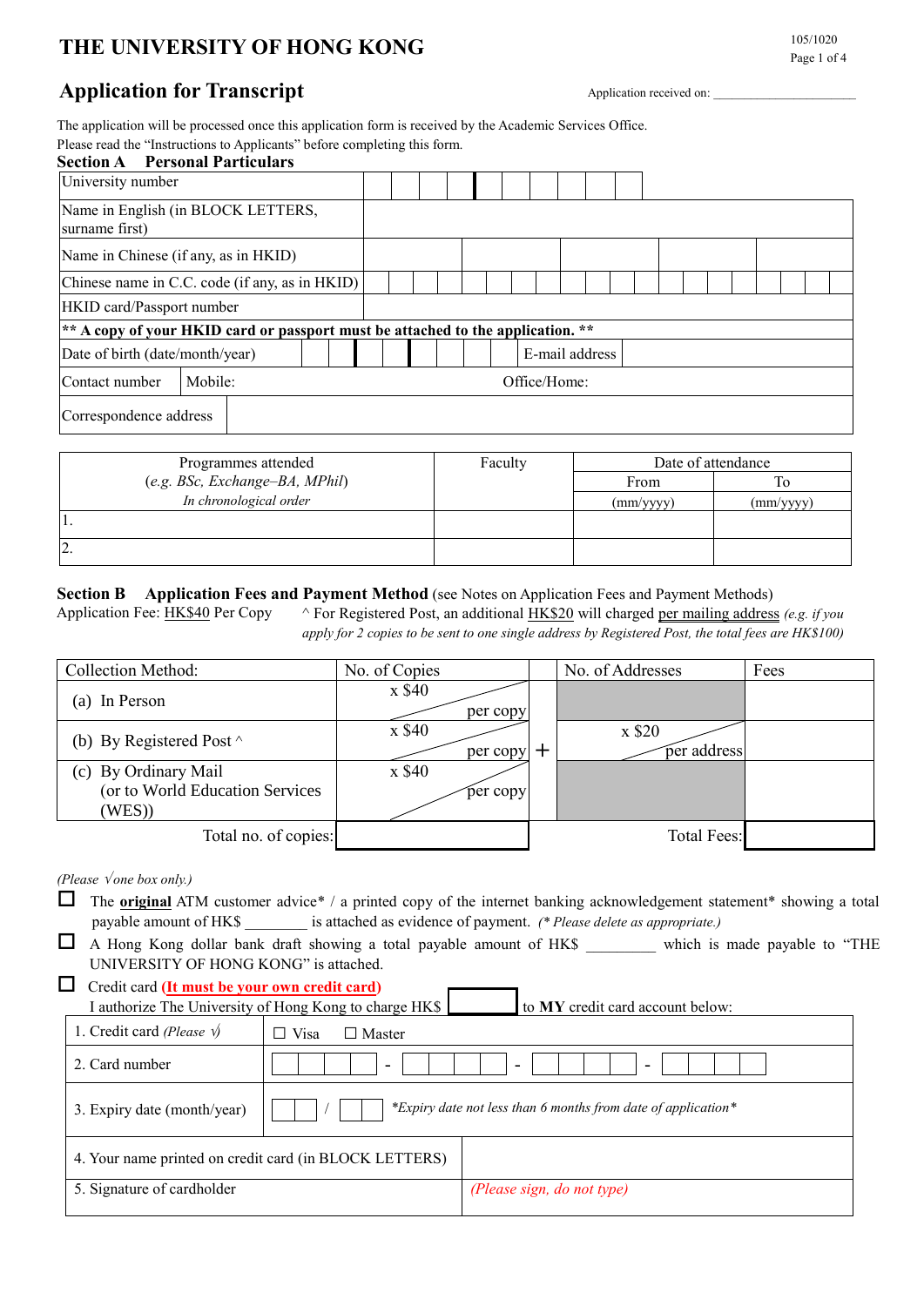# THE UNIVERSITY OF HONG KONG

105/1020

## Application for Transcript

Application received on: ____________________

The application will be processed once this application form is received by the Academic Services Office.
Please read the "Instructions to Applicants" before completing this form.

### Section A Personal Particulars

| | |
|---|---|
| University number | |
| Name in English (in BLOCK LETTERS, surname first) | |
| Name in Chinese (if any, as in HKID) | |
| Chinese name in C.C. code (if any, as in HKID) | |
| HKID card/Passport number | |
| **\*\* A copy of your HKID card or passport must be attached to the application. \*\*** | |
| Date of birth (date/month/year) | E-mail address |
| Contact number | Mobile: Office/Home: |
| Correspondence address | |

| Programmes attended (*e.g. BSc, Exchange–BA, MPhil*) *In chronological order* | Faculty | Date of attendance | |
|---|---|---|---|
| | | From (mm/yyyy) | To (mm/yyyy) |
| 1. | | | |
| 2. | | | |

### Section B Application Fees and Payment Method (see Notes on Application Fees and Payment Methods)

Application Fee: HK$40 Per Copy

^ For Registered Post, an additional HK$20 will charged per mailing address *(e.g. if you apply for 2 copies to be sent to one single address by Registered Post, the total fees are HK$100)*

| Collection Method: | No. of Copies | | No. of Addresses | Fees |
|---|---|---|---|---|
| (a) In Person | x $40 per copy | | | |
| (b) By Registered Post ^ | x $40 per copy | + | x $20 per address | |
| (c) By Ordinary Mail (or to World Education Services (WES)) | x $40 per copy | | | |
| Total no. of copies: | | | Total Fees: | |

*(Please √one box only.)*

☐ The **original** ATM customer advice\* / a printed copy of the internet banking acknowledgement statement\* showing a total payable amount of HK$ ________ is attached as evidence of payment. *(\* Please delete as appropriate.)*

☐ A Hong Kong dollar bank draft showing a total payable amount of HK$ ________ which is made payable to "THE UNIVERSITY OF HONG KONG" is attached.

☐ Credit card **(It must be your own credit card)**
I authorize The University of Hong Kong to charge HK$ ________ to **MY** credit card account below:

| | |
|---|---|
| 1. Credit card *(Please √)* | ☐ Visa ☐ Master |
| 2. Card number | ____ - ____ - ____ - ____ |
| 3. Expiry date (month/year) | __ / __ *\*Expiry date not less than 6 months from date of application\** |
| 4. Your name printed on credit card (in BLOCK LETTERS) | |
| 5. Signature of cardholder | *(Please sign, do not type)* |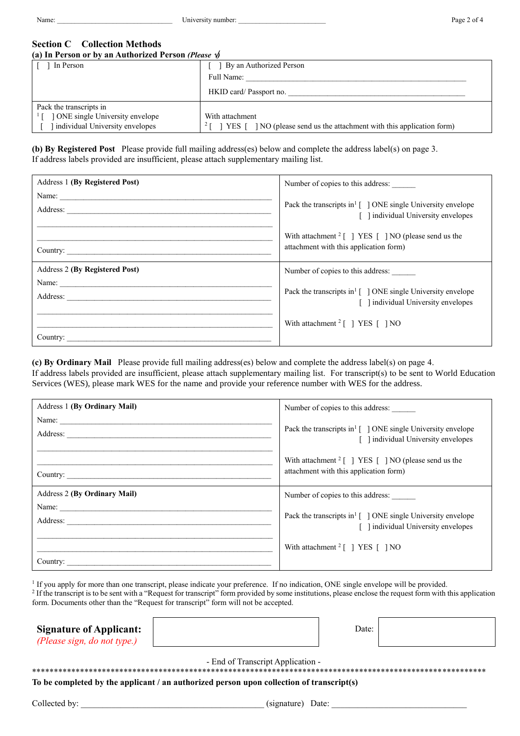Name: _______________________________ University number: ________________________

## Section C Collection Methods

### (a) In Person or by an Authorized Person *(Please √)*

| [ ] In Person | [ ] By an Authorized Person<br>Full Name: ___________________________________________________<br>HKID card/ Passport no. ___________________________________________ |
|---|---|
| Pack the transcripts in<br>[1] [ ] ONE single University envelope<br>[ ] individual University envelopes | With attachment<br>[2] [ ] YES [ ] NO (please send us the attachment with this application form) |

**(b) By Registered Post** Please provide full mailing address(es) below and complete the address label(s) on page 3. If address labels provided are insufficient, please attach supplementary mailing list.

| | |
|---|---|
| Address 1 **(By Registered Post)**<br>Name: ___________________________________________________<br>Address: _________________________________________________<br>________________________________________________________<br>________________________________________________________<br>Country: _________________________________________________ | Number of copies to this address: ______<br>Pack the transcripts in[1] [ ] ONE single University envelope<br>[ ] individual University envelopes<br>With attachment [2] [ ] YES [ ] NO (please send us the attachment with this application form) |
| Address 2 **(By Registered Post)**<br>Name: ___________________________________________________<br>Address: _________________________________________________<br>________________________________________________________<br>________________________________________________________<br>Country: _________________________________________________ | Number of copies to this address: ______<br>Pack the transcripts in[1] [ ] ONE single University envelope<br>[ ] individual University envelopes<br>With attachment [2] [ ] YES [ ] NO |

**(c) By Ordinary Mail** Please provide full mailing address(es) below and complete the address label(s) on page 4. If address labels provided are insufficient, please attach supplementary mailing list. For transcript(s) to be sent to World Education Services (WES), please mark WES for the name and provide your reference number with WES for the address.

| | |
|---|---|
| Address 1 **(By Ordinary Mail)**<br>Name: ___________________________________________________<br>Address: _________________________________________________<br>________________________________________________________<br>________________________________________________________<br>Country: _________________________________________________ | Number of copies to this address: ______<br>Pack the transcripts in[1] [ ] ONE single University envelope<br>[ ] individual University envelopes<br>With attachment [2] [ ] YES [ ] NO (please send us the attachment with this application form) |
| Address 2 **(By Ordinary Mail)**<br>Name: ___________________________________________________<br>Address: _________________________________________________<br>________________________________________________________<br>________________________________________________________<br>Country: _________________________________________________ | Number of copies to this address: ______<br>Pack the transcripts in[1] [ ] ONE single University envelope<br>[ ] individual University envelopes<br>With attachment [2] [ ] YES [ ] NO |

[1] If you apply for more than one transcript, please indicate your preference. If no indication, ONE single envelope will be provided.
[2] If the transcript is to be sent with a "Request for transcript" form provided by some institutions, please enclose the request form with this application form. Documents other than the "Request for transcript" form will not be accepted.

**Signature of Applicant:** *(Please sign, do not type.)* ____________________ Date: ____________________

- End of Transcript Application -

**********************************************************************************************************

**To be completed by the applicant / an authorized person upon collection of transcript(s)**

Collected by: _________________________________________ (signature) Date: _______________________________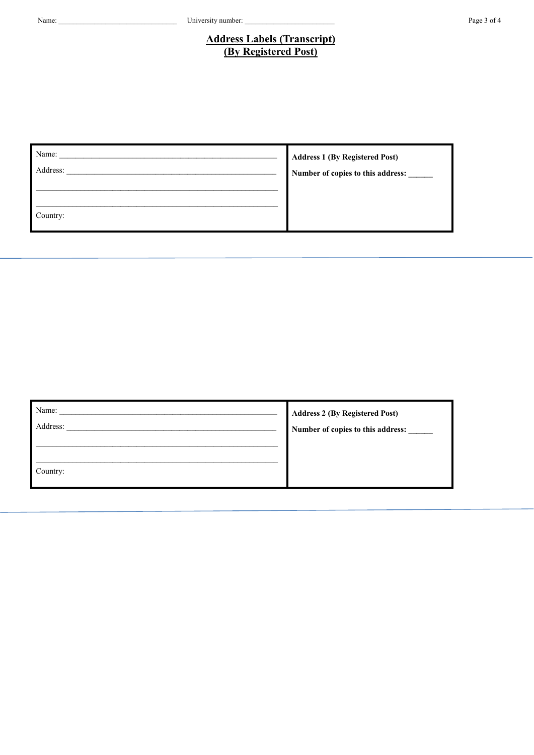Name: ________________________________ University number: ________________________

# Address Labels (Transcript)
# (By Registered Post)

| Name: ______________________________________________ <br> Address: ____________________________________________ <br> ______________________________________________________ <br> ______________________________________________________ <br> Country: | **Address 1 (By Registered Post)** <br> **Number of copies to this address: ______** |
|---|---|

| Name: ______________________________________________ <br> Address: ____________________________________________ <br> ______________________________________________________ <br> ______________________________________________________ <br> Country: | **Address 2 (By Registered Post)** <br> **Number of copies to this address: ______** |
|---|---|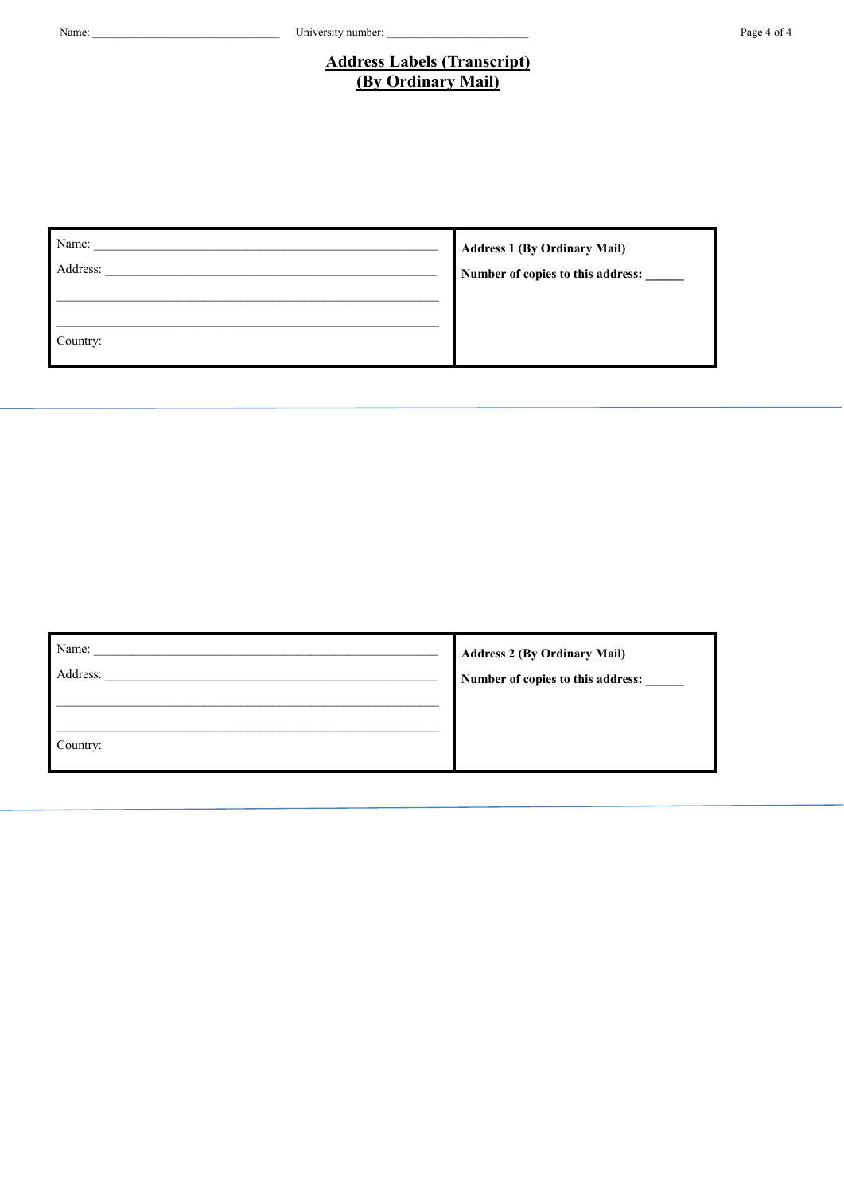# Address Labels (Transcript)
## (By Ordinary Mail)

| | |
|---|---|
| Name: ______________________________________________________<br>Address: ____________________________________________________<br>____________________________________________________________<br>____________________________________________________________<br>Country: | **Address 1 (By Ordinary Mail)**<br>**Number of copies to this address: ______** |

| | |
|---|---|
| Name: ______________________________________________________<br>Address: ____________________________________________________<br>____________________________________________________________<br>____________________________________________________________<br>Country: | **Address 2 (By Ordinary Mail)**<br>**Number of copies to this address: ______** |